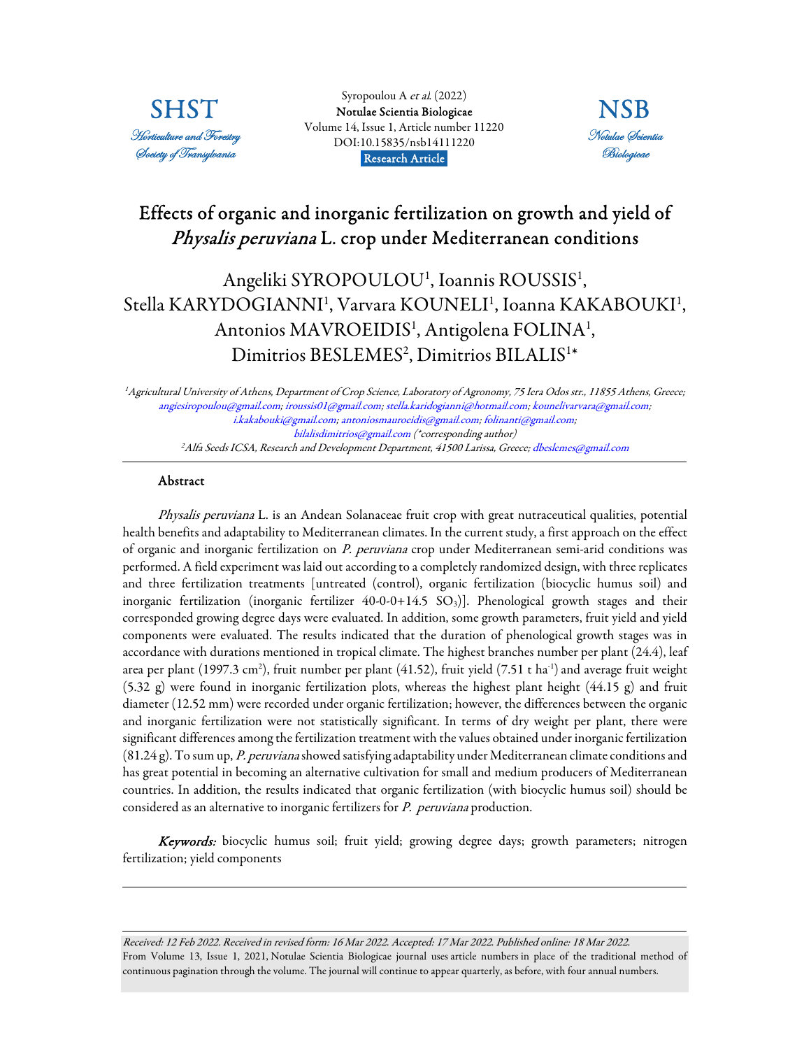Syropoulou A *et al.* (2022)
**Notulae Scientia Biologicae**
Volume 14, Issue 1, Article number 11220
DOI:10.15835/nsb14111220
**Research Article**

# Effects of organic and inorganic fertilization on growth and yield of *Physalis peruviana* L. crop under Mediterranean conditions

Angeliki SYROPOULOU[1], Ioannis ROUSSIS[1], Stella KARYDOGIANNI[1], Varvara KOUNELI[1], Ioanna KAKABOUKI[1], Antonios MAVROEIDIS[1], Antigolena FOLINA[1], Dimitrios BESLEMES[2], Dimitrios BILALIS[1]*

[1] *Agricultural University of Athens, Department of Crop Science, Laboratory of Agronomy, 75 Iera Odos str., 11855 Athens, Greece;* angiesiropoulou@gmail.com; iroussis01@gmail.com; stella.karidogianni@hotmail.com; kounelivarvara@gmail.com; i.kakabouki@gmail.com; antoniosmauroeidis@gmail.com; folinanti@gmail.com; bilalisdimitrios@gmail.com (*corresponding author)

[2] *Alfa Seeds ICSA, Research and Development Department, 41500 Larissa, Greece;* dbeslemes@gmail.com

## Abstract

*Physalis peruviana* L. is an Andean Solanaceae fruit crop with great nutraceutical qualities, potential health benefits and adaptability to Mediterranean climates. In the current study, a first approach on the effect of organic and inorganic fertilization on *P. peruviana* crop under Mediterranean semi-arid conditions was performed. A field experiment was laid out according to a completely randomized design, with three replicates and three fertilization treatments [untreated (control), organic fertilization (biocyclic humus soil) and inorganic fertilization (inorganic fertilizer 40-0-0+14.5 $SO_3$)]. Phenological growth stages and their corresponded growing degree days were evaluated. In addition, some growth parameters, fruit yield and yield components were evaluated. The results indicated that the duration of phenological growth stages was in accordance with durations mentioned in tropical climate. The highest branches number per plant (24.4), leaf area per plant (1997.3 $cm^2$), fruit number per plant (41.52), fruit yield (7.51 t $ha^{-1}$) and average fruit weight (5.32 g) were found in inorganic fertilization plots, whereas the highest plant height (44.15 g) and fruit diameter (12.52 mm) were recorded under organic fertilization; however, the differences between the organic and inorganic fertilization were not statistically significant. In terms of dry weight per plant, there were significant differences among the fertilization treatment with the values obtained under inorganic fertilization (81.24 g). To sum up, *P. peruviana* showed satisfying adaptability under Mediterranean climate conditions and has great potential in becoming an alternative cultivation for small and medium producers of Mediterranean countries. In addition, the results indicated that organic fertilization (with biocyclic humus soil) should be considered as an alternative to inorganic fertilizers for *P. peruviana* production.

***Keywords:*** biocyclic humus soil; fruit yield; growing degree days; growth parameters; nitrogen fertilization; yield components

*Received: 12 Feb 2022. Received in revised form: 16 Mar 2022. Accepted: 17 Mar 2022. Published online: 18 Mar 2022.*
From Volume 13, Issue 1, 2021, Notulae Scientia Biologicae journal uses article numbers in place of the traditional method of continuous pagination through the volume. The journal will continue to appear quarterly, as before, with four annual numbers.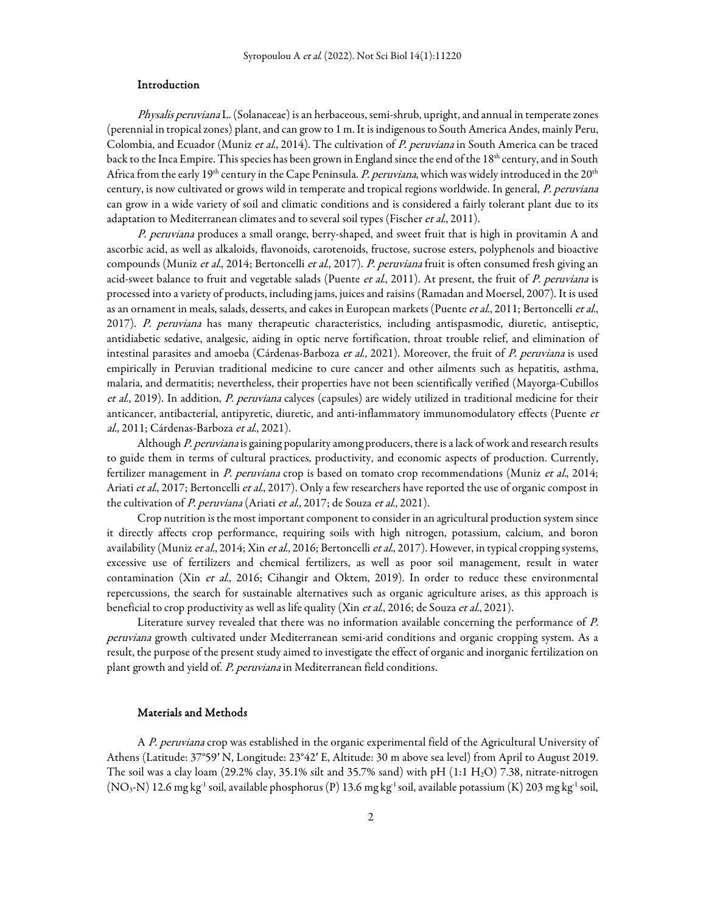## Introduction

*Physalis peruviana* L. (Solanaceae) is an herbaceous, semi-shrub, upright, and annual in temperate zones (perennial in tropical zones) plant, and can grow to 1 m. It is indigenous to South America Andes, mainly Peru, Colombia, and Ecuador (Muniz *et al.*, 2014). The cultivation of *P. peruviana* in South America can be traced back to the Inca Empire. This species has been grown in England since the end of the 18th century, and in South Africa from the early 19th century in the Cape Peninsula. *P. peruviana*, which was widely introduced in the 20th century, is now cultivated or grows wild in temperate and tropical regions worldwide. In general, *P. peruviana* can grow in a wide variety of soil and climatic conditions and is considered a fairly tolerant plant due to its adaptation to Mediterranean climates and to several soil types (Fischer *et al.*, 2011).

*P. peruviana* produces a small orange, berry-shaped, and sweet fruit that is high in provitamin A and ascorbic acid, as well as alkaloids, flavonoids, carotenoids, fructose, sucrose esters, polyphenols and bioactive compounds (Muniz *et al.*, 2014; Bertoncelli *et al.*, 2017). *P. peruviana* fruit is often consumed fresh giving an acid-sweet balance to fruit and vegetable salads (Puente *et al.*, 2011). At present, the fruit of *P. peruviana* is processed into a variety of products, including jams, juices and raisins (Ramadan and Moersel, 2007). It is used as an ornament in meals, salads, desserts, and cakes in European markets (Puente *et al.*, 2011; Bertoncelli *et al.*, 2017). *P. peruviana* has many therapeutic characteristics, including antispasmodic, diuretic, antiseptic, antidiabetic sedative, analgesic, aiding in optic nerve fortification, throat trouble relief, and elimination of intestinal parasites and amoeba (Cárdenas-Barboza *et al.*, 2021). Moreover, the fruit of *P. peruviana* is used empirically in Peruvian traditional medicine to cure cancer and other ailments such as hepatitis, asthma, malaria, and dermatitis; nevertheless, their properties have not been scientifically verified (Mayorga-Cubillos *et al.*, 2019). In addition, *P. peruviana* calyces (capsules) are widely utilized in traditional medicine for their anticancer, antibacterial, antipyretic, diuretic, and anti-inflammatory immunomodulatory effects (Puente *et al.*, 2011; Cárdenas-Barboza *et al.*, 2021).

Although *P. peruviana* is gaining popularity among producers, there is a lack of work and research results to guide them in terms of cultural practices, productivity, and economic aspects of production. Currently, fertilizer management in *P. peruviana* crop is based on tomato crop recommendations (Muniz *et al.*, 2014; Ariati *et al.*, 2017; Bertoncelli *et al.*, 2017). Only a few researchers have reported the use of organic compost in the cultivation of *P. peruviana* (Ariati *et al.*, 2017; de Souza *et al.*, 2021).

Crop nutrition is the most important component to consider in an agricultural production system since it directly affects crop performance, requiring soils with high nitrogen, potassium, calcium, and boron availability (Muniz *et al.*, 2014; Xin *et al.*, 2016; Bertoncelli *et al.*, 2017). However, in typical cropping systems, excessive use of fertilizers and chemical fertilizers, as well as poor soil management, result in water contamination (Xin *et al.*, 2016; Cihangir and Oktem, 2019). In order to reduce these environmental repercussions, the search for sustainable alternatives such as organic agriculture arises, as this approach is beneficial to crop productivity as well as life quality (Xin *et al.*, 2016; de Souza *et al.*, 2021).

Literature survey revealed that there was no information available concerning the performance of *P. peruviana* growth cultivated under Mediterranean semi-arid conditions and organic cropping system. As a result, the purpose of the present study aimed to investigate the effect of organic and inorganic fertilization on plant growth and yield of. *P. peruviana* in Mediterranean field conditions.

## Materials and Methods

A *P. peruviana* crop was established in the organic experimental field of the Agricultural University of Athens (Latitude: 37°59′ N, Longitude: 23°42′ E, Altitude: 30 m above sea level) from April to August 2019. The soil was a clay loam (29.2% clay, 35.1% silt and 35.7% sand) with pH (1:1 $H_2O$) 7.38, nitrate-nitrogen ($NO_3$-N) 12.6 mg kg$^{-1}$ soil, available phosphorus (P) 13.6 mg kg$^{-1}$ soil, available potassium (K) 203 mg kg$^{-1}$ soil,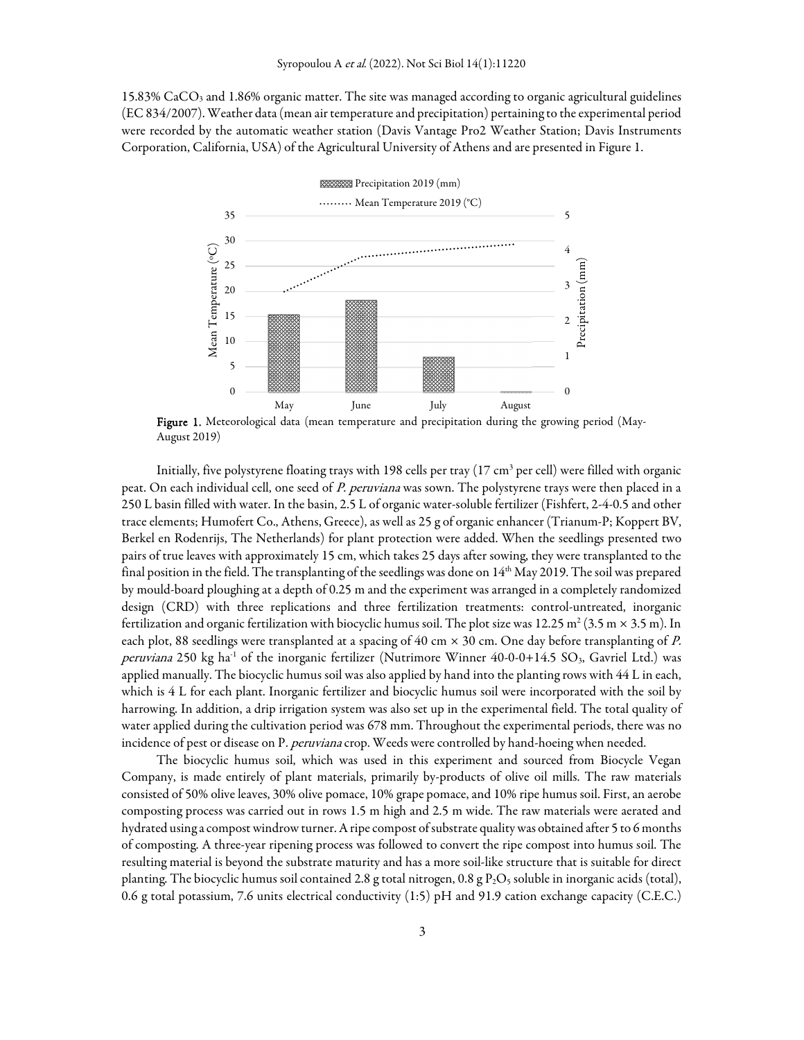15.83% $CaCO_3$ and 1.86% organic matter. The site was managed according to organic agricultural guidelines (EC 834/2007). Weather data (mean air temperature and precipitation) pertaining to the experimental period were recorded by the automatic weather station (Davis Vantage Pro2 Weather Station; Davis Instruments Corporation, California, USA) of the Agricultural University of Athens and are presented in Figure 1.

**Figure 1.** Meteorological data (mean temperature and precipitation during the growing period (May-August 2019)

Initially, five polystyrene floating trays with 198 cells per tray (17 $cm^3$ per cell) were filled with organic peat. On each individual cell, one seed of *P. peruviana* was sown. The polystyrene trays were then placed in a 250 L basin filled with water. In the basin, 2.5 L of organic water-soluble fertilizer (Fishfert, 2-4-0.5 and other trace elements; Humofert Co., Athens, Greece), as well as 25 g of organic enhancer (Trianum-P; Koppert BV, Berkel en Rodenrijs, The Netherlands) for plant protection were added. When the seedlings presented two pairs of true leaves with approximately 15 cm, which takes 25 days after sowing, they were transplanted to the final position in the field. The transplanting of the seedlings was done on 14th May 2019. The soil was prepared by mould-board ploughing at a depth of 0.25 m and the experiment was arranged in a completely randomized design (CRD) with three replications and three fertilization treatments: control-untreated, inorganic fertilization and organic fertilization with biocyclic humus soil. The plot size was 12.25 $m^2$ (3.5 m × 3.5 m). In each plot, 88 seedlings were transplanted at a spacing of 40 cm × 30 cm. One day before transplanting of *P. peruviana* 250 kg $ha^{-1}$ of the inorganic fertilizer (Nutrimore Winner 40-0-0+14.5 $SO_3$, Gavriel Ltd.) was applied manually. The biocyclic humus soil was also applied by hand into the planting rows with 44 L in each, which is 4 L for each plant. Inorganic fertilizer and biocyclic humus soil were incorporated with the soil by harrowing. In addition, a drip irrigation system was also set up in the experimental field. The total quality of water applied during the cultivation period was 678 mm. Throughout the experimental periods, there was no incidence of pest or disease on P. *peruviana* crop. Weeds were controlled by hand-hoeing when needed.

The biocyclic humus soil, which was used in this experiment and sourced from Biocycle Vegan Company, is made entirely of plant materials, primarily by-products of olive oil mills. The raw materials consisted of 50% olive leaves, 30% olive pomace, 10% grape pomace, and 10% ripe humus soil. First, an aerobe composting process was carried out in rows 1.5 m high and 2.5 m wide. The raw materials were aerated and hydrated using a compost windrow turner. A ripe compost of substrate quality was obtained after 5 to 6 months of composting. A three-year ripening process was followed to convert the ripe compost into humus soil. The resulting material is beyond the substrate maturity and has a more soil-like structure that is suitable for direct planting. The biocyclic humus soil contained 2.8 g total nitrogen, 0.8 g $P_2O_5$ soluble in inorganic acids (total), 0.6 g total potassium, 7.6 units electrical conductivity (1:5) pH and 91.9 cation exchange capacity (C.E.C.)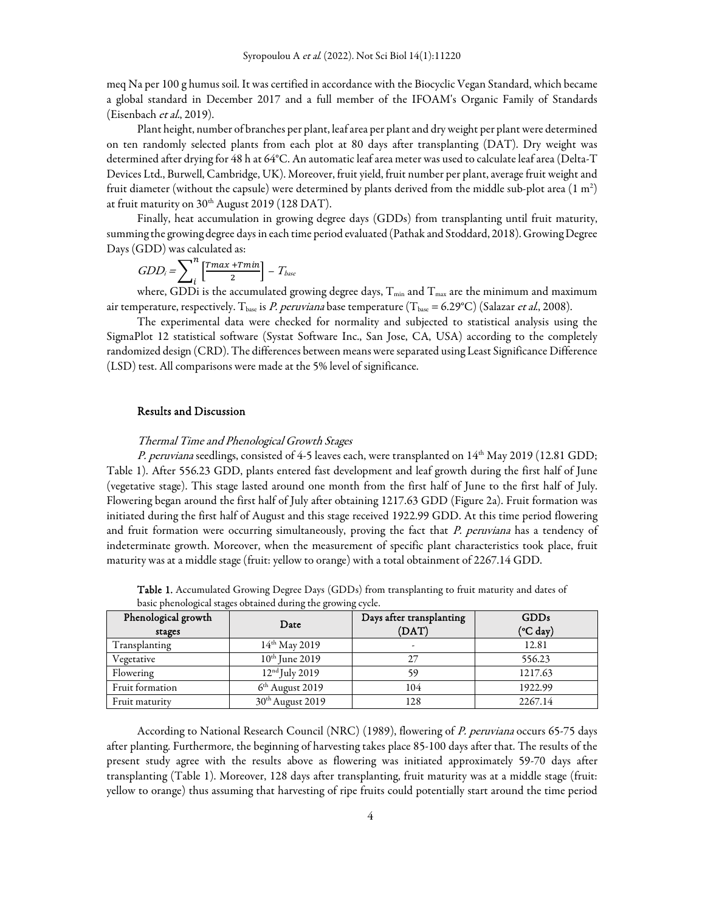meq Na per 100 g humus soil. It was certified in accordance with the Biocyclic Vegan Standard, which became a global standard in December 2017 and a full member of the IFOAM's Organic Family of Standards (Eisenbach *et al.*, 2019).

Plant height, number of branches per plant, leaf area per plant and dry weight per plant were determined on ten randomly selected plants from each plot at 80 days after transplanting (DAT). Dry weight was determined after drying for 48 h at 64°C. An automatic leaf area meter was used to calculate leaf area (Delta-T Devices Ltd., Burwell, Cambridge, UK). Moreover, fruit yield, fruit number per plant, average fruit weight and fruit diameter (without the capsule) were determined by plants derived from the middle sub-plot area (1 $m^2$) at fruit maturity on 30th August 2019 (128 DAT).

Finally, heat accumulation in growing degree days (GDDs) from transplanting until fruit maturity, summing the growing degree days in each time period evaluated (Pathak and Stoddard, 2018). Growing Degree Days (GDD) was calculated as:

$$GDD_i = \sum_{i}^{n} \left[\frac{Tmax + Tmin}{2}\right] - T_{base}$$

where, GDDi is the accumulated growing degree days, $T_{min}$ and $T_{max}$ are the minimum and maximum air temperature, respectively. $T_{base}$ is *P. peruviana* base temperature ($T_{base}$ = 6.29°C) (Salazar *et al.*, 2008).

The experimental data were checked for normality and subjected to statistical analysis using the SigmaPlot 12 statistical software (Systat Software Inc., San Jose, CA, USA) according to the completely randomized design (CRD). The differences between means were separated using Least Significance Difference (LSD) test. All comparisons were made at the 5% level of significance.

## Results and Discussion

### *Thermal Time and Phenological Growth Stages*

*P. peruviana* seedlings, consisted of 4-5 leaves each, were transplanted on 14th May 2019 (12.81 GDD; Table 1). After 556.23 GDD, plants entered fast development and leaf growth during the first half of June (vegetative stage). This stage lasted around one month from the first half of June to the first half of July. Flowering began around the first half of July after obtaining 1217.63 GDD (Figure 2a). Fruit formation was initiated during the first half of August and this stage received 1922.99 GDD. At this time period flowering and fruit formation were occurring simultaneously, proving the fact that *P. peruviana* has a tendency of indeterminate growth. Moreover, when the measurement of specific plant characteristics took place, fruit maturity was at a middle stage (fruit: yellow to orange) with a total obtainment of 2267.14 GDD.

**Table 1.** Accumulated Growing Degree Days (GDDs) from transplanting to fruit maturity and dates of basic phenological stages obtained during the growing cycle.

| Phenological growth stages | Date | Days after transplanting (DAT) | GDDs (°C day) |
|---|---|---|---|
| Transplanting | 14th May 2019 | - | 12.81 |
| Vegetative | 10th June 2019 | 27 | 556.23 |
| Flowering | 12nd July 2019 | 59 | 1217.63 |
| Fruit formation | 6th August 2019 | 104 | 1922.99 |
| Fruit maturity | 30th August 2019 | 128 | 2267.14 |

According to National Research Council (NRC) (1989), flowering of *P. peruviana* occurs 65-75 days after planting. Furthermore, the beginning of harvesting takes place 85-100 days after that. The results of the present study agree with the results above as flowering was initiated approximately 59-70 days after transplanting (Table 1). Moreover, 128 days after transplanting, fruit maturity was at a middle stage (fruit: yellow to orange) thus assuming that harvesting of ripe fruits could potentially start around the time period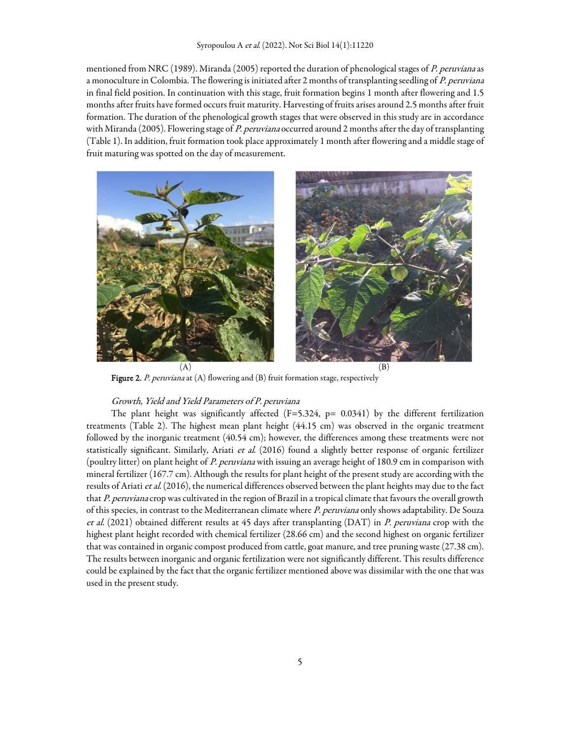mentioned from NRC (1989). Miranda (2005) reported the duration of phenological stages of *P. peruviana* as a monoculture in Colombia. The flowering is initiated after 2 months of transplanting seedling of *P. peruviana* in final field position. In continuation with this stage, fruit formation begins 1 month after flowering and 1.5 months after fruits have formed occurs fruit maturity. Harvesting of fruits arises around 2.5 months after fruit formation. The duration of the phenological growth stages that were observed in this study are in accordance with Miranda (2005). Flowering stage of *P. peruviana* occurred around 2 months after the day of transplanting (Table 1). In addition, fruit formation took place approximately 1 month after flowering and a middle stage of fruit maturing was spotted on the day of measurement.

(A) (B)

**Figure 2.** *P. peruviana* at (A) flowering and (B) fruit formation stage, respectively

*Growth, Yield and Yield Parameters of P. peruviana*

The plant height was significantly affected ($F=5.324$, $p= 0.0341$) by the different fertilization treatments (Table 2). The highest mean plant height (44.15 cm) was observed in the organic treatment followed by the inorganic treatment (40.54 cm); however, the differences among these treatments were not statistically significant. Similarly, Ariati *et al.* (2016) found a slightly better response of organic fertilizer (poultry litter) on plant height of *P. peruviana* with issuing an average height of 180.9 cm in comparison with mineral fertilizer (167.7 cm). Although the results for plant height of the present study are according with the results of Ariati *et al.* (2016), the numerical differences observed between the plant heights may due to the fact that *P. peruviana* crop was cultivated in the region of Brazil in a tropical climate that favours the overall growth of this species, in contrast to the Mediterranean climate where *P. peruviana* only shows adaptability. De Souza *et al.* (2021) obtained different results at 45 days after transplanting (DAT) in *P. peruviana* crop with the highest plant height recorded with chemical fertilizer (28.66 cm) and the second highest on organic fertilizer that was contained in organic compost produced from cattle, goat manure, and tree pruning waste (27.38 cm). The results between inorganic and organic fertilization were not significantly different. This results difference could be explained by the fact that the organic fertilizer mentioned above was dissimilar with the one that was used in the present study.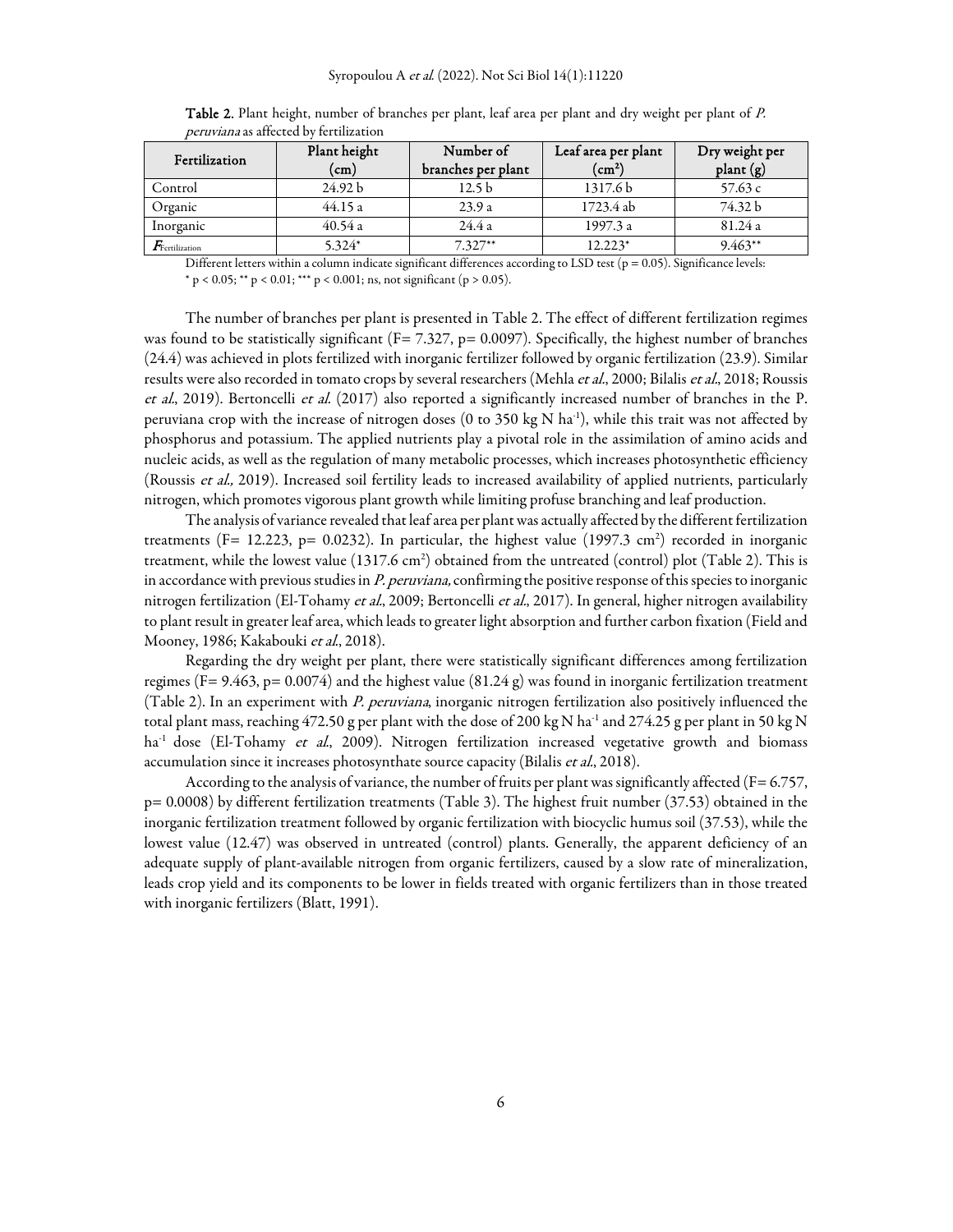**Table 2.** Plant height, number of branches per plant, leaf area per plant and dry weight per plant of *P. peruviana* as affected by fertilization

| Fertilization | Plant height (cm) | Number of branches per plant | Leaf area per plant ($cm^2$) | Dry weight per plant (g) |
|---|---|---|---|---|
| Control | 24.92 b | 12.5 b | 1317.6 b | 57.63 c |
| Organic | 44.15 a | 23.9 a | 1723.4 ab | 74.32 b |
| Inorganic | 40.54 a | 24.4 a | 1997.3 a | 81.24 a |
| $F_{Fertilization}$ | 5.324* | 7.327** | 12.223* | 9.463** |

Different letters within a column indicate significant differences according to LSD test ($p = 0.05$). Significance levels: * $p < 0.05$; ** $p < 0.01$; *** $p < 0.001$; ns, not significant ($p > 0.05$).

The number of branches per plant is presented in Table 2. The effect of different fertilization regimes was found to be statistically significant (F= 7.327, p= 0.0097). Specifically, the highest number of branches (24.4) was achieved in plots fertilized with inorganic fertilizer followed by organic fertilization (23.9). Similar results were also recorded in tomato crops by several researchers (Mehla *et al.*, 2000; Bilalis *et al.*, 2018; Roussis *et al.*, 2019). Bertoncelli *et al.* (2017) also reported a significantly increased number of branches in the P. peruviana crop with the increase of nitrogen doses (0 to 350 kg N $ha^{-1}$), while this trait was not affected by phosphorus and potassium. The applied nutrients play a pivotal role in the assimilation of amino acids and nucleic acids, as well as the regulation of many metabolic processes, which increases photosynthetic efficiency (Roussis *et al.,* 2019). Increased soil fertility leads to increased availability of applied nutrients, particularly nitrogen, which promotes vigorous plant growth while limiting profuse branching and leaf production.

The analysis of variance revealed that leaf area per plant was actually affected by the different fertilization treatments (F= 12.223, p= 0.0232). In particular, the highest value (1997.3 $cm^2$) recorded in inorganic treatment, while the lowest value (1317.6 $cm^2$) obtained from the untreated (control) plot (Table 2). This is in accordance with previous studies in *P. peruviana,* confirming the positive response of this species to inorganic nitrogen fertilization (El-Tohamy *et al.*, 2009; Bertoncelli *et al.*, 2017). In general, higher nitrogen availability to plant result in greater leaf area, which leads to greater light absorption and further carbon fixation (Field and Mooney, 1986; Kakabouki *et al.*, 2018).

Regarding the dry weight per plant, there were statistically significant differences among fertilization regimes (F= 9.463, p= 0.0074) and the highest value (81.24 g) was found in inorganic fertilization treatment (Table 2). In an experiment with *P. peruviana*, inorganic nitrogen fertilization also positively influenced the total plant mass, reaching 472.50 g per plant with the dose of 200 kg N $ha^{-1}$ and 274.25 g per plant in 50 kg N $ha^{-1}$ dose (El-Tohamy *et al.*, 2009). Nitrogen fertilization increased vegetative growth and biomass accumulation since it increases photosynthate source capacity (Bilalis *et al.*, 2018).

According to the analysis of variance, the number of fruits per plant was significantly affected (F= 6.757, p= 0.0008) by different fertilization treatments (Table 3). The highest fruit number (37.53) obtained in the inorganic fertilization treatment followed by organic fertilization with biocyclic humus soil (37.53), while the lowest value (12.47) was observed in untreated (control) plants. Generally, the apparent deficiency of an adequate supply of plant-available nitrogen from organic fertilizers, caused by a slow rate of mineralization, leads crop yield and its components to be lower in fields treated with organic fertilizers than in those treated with inorganic fertilizers (Blatt, 1991).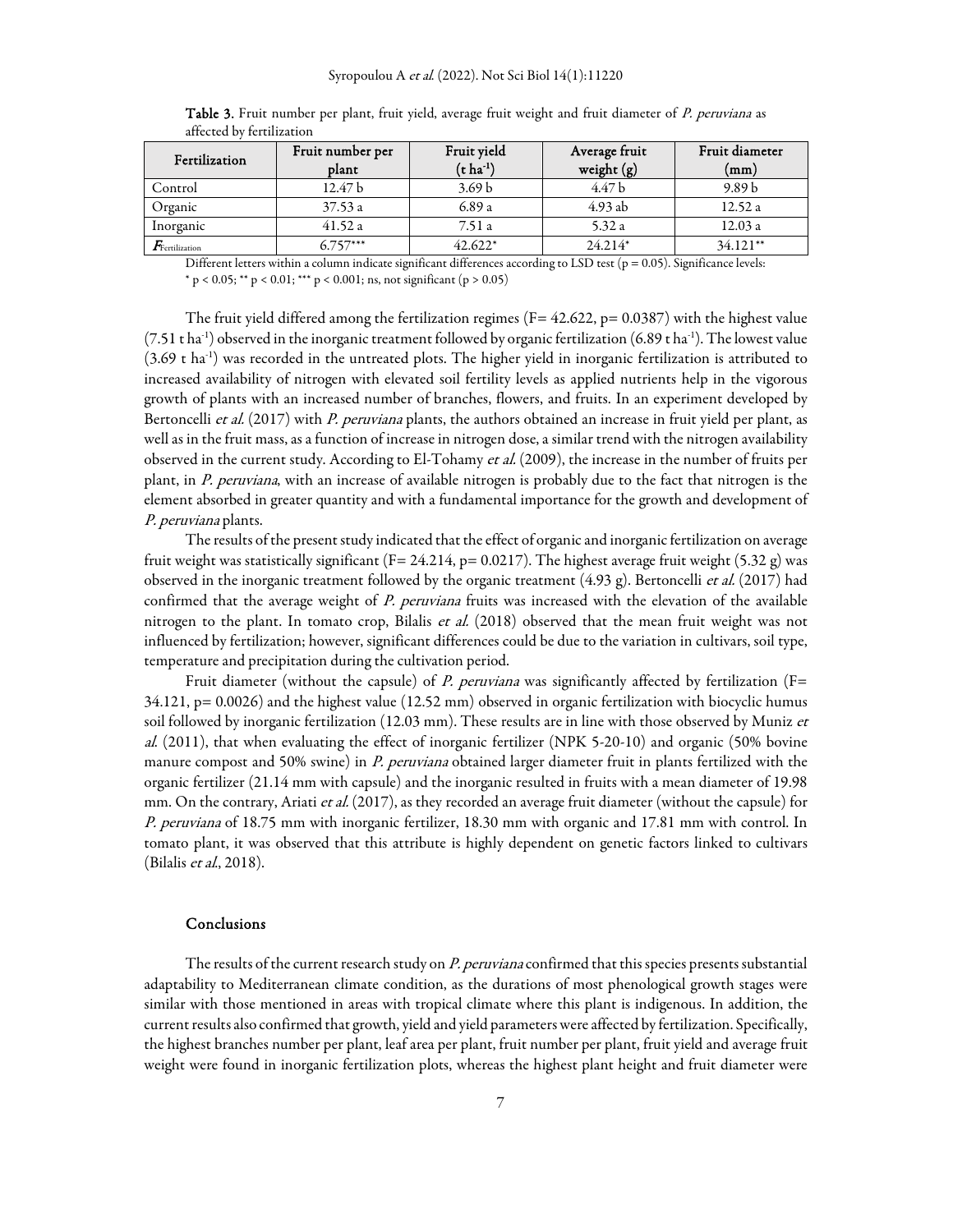**Table 3.** Fruit number per plant, fruit yield, average fruit weight and fruit diameter of *P. peruviana* as affected by fertilization

| Fertilization | Fruit number per plant | Fruit yield (t ha$^{-1}$) | Average fruit weight (g) | Fruit diameter (mm) |
|---|---|---|---|---|
| Control | 12.47 b | 3.69 b | 4.47 b | 9.89 b |
| Organic | 37.53 a | 6.89 a | 4.93 ab | 12.52 a |
| Inorganic | 41.52 a | 7.51 a | 5.32 a | 12.03 a |
| $F_{Fertilization}$ | 6.757*** | 42.622* | 24.214* | 34.121** |

Different letters within a column indicate significant differences according to LSD test ($p = 0.05$). Significance levels: * $p < 0.05$; ** $p < 0.01$; *** $p < 0.001$; ns, not significant ($p > 0.05$)

The fruit yield differed among the fertilization regimes ($F= 42.622$, $p= 0.0387$) with the highest value (7.51 t ha$^{-1}$) observed in the inorganic treatment followed by organic fertilization (6.89 t ha$^{-1}$). The lowest value (3.69 t ha$^{-1}$) was recorded in the untreated plots. The higher yield in inorganic fertilization is attributed to increased availability of nitrogen with elevated soil fertility levels as applied nutrients help in the vigorous growth of plants with an increased number of branches, flowers, and fruits. In an experiment developed by Bertoncelli *et al.* (2017) with *P. peruviana* plants, the authors obtained an increase in fruit yield per plant, as well as in the fruit mass, as a function of increase in nitrogen dose, a similar trend with the nitrogen availability observed in the current study. According to El-Tohamy *et al.* (2009), the increase in the number of fruits per plant, in *P. peruviana*, with an increase of available nitrogen is probably due to the fact that nitrogen is the element absorbed in greater quantity and with a fundamental importance for the growth and development of *P. peruviana* plants.

The results of the present study indicated that the effect of organic and inorganic fertilization on average fruit weight was statistically significant ($F= 24.214$, $p= 0.0217$). The highest average fruit weight (5.32 g) was observed in the inorganic treatment followed by the organic treatment (4.93 g). Bertoncelli *et al.* (2017) had confirmed that the average weight of *P. peruviana* fruits was increased with the elevation of the available nitrogen to the plant. In tomato crop, Bilalis *et al.* (2018) observed that the mean fruit weight was not influenced by fertilization; however, significant differences could be due to the variation in cultivars, soil type, temperature and precipitation during the cultivation period.

Fruit diameter (without the capsule) of *P. peruviana* was significantly affected by fertilization ($F= 34.121$, $p= 0.0026$) and the highest value (12.52 mm) observed in organic fertilization with biocyclic humus soil followed by inorganic fertilization (12.03 mm). These results are in line with those observed by Muniz *et al.* (2011), that when evaluating the effect of inorganic fertilizer (NPK 5-20-10) and organic (50% bovine manure compost and 50% swine) in *P. peruviana* obtained larger diameter fruit in plants fertilized with the organic fertilizer (21.14 mm with capsule) and the inorganic resulted in fruits with a mean diameter of 19.98 mm. On the contrary, Ariati *et al.* (2017), as they recorded an average fruit diameter (without the capsule) for *P. peruviana* of 18.75 mm with inorganic fertilizer, 18.30 mm with organic and 17.81 mm with control. In tomato plant, it was observed that this attribute is highly dependent on genetic factors linked to cultivars (Bilalis *et al.*, 2018).

## Conclusions

The results of the current research study on *P. peruviana* confirmed that this species presents substantial adaptability to Mediterranean climate condition, as the durations of most phenological growth stages were similar with those mentioned in areas with tropical climate where this plant is indigenous. In addition, the current results also confirmed that growth, yield and yield parameters were affected by fertilization. Specifically, the highest branches number per plant, leaf area per plant, fruit number per plant, fruit yield and average fruit weight were found in inorganic fertilization plots, whereas the highest plant height and fruit diameter were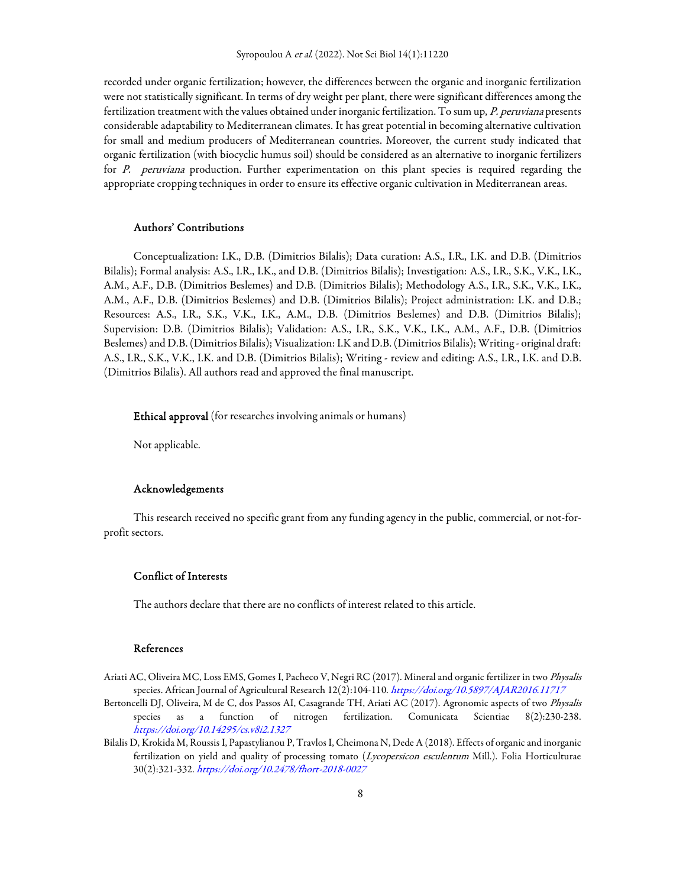recorded under organic fertilization; however, the differences between the organic and inorganic fertilization were not statistically significant. In terms of dry weight per plant, there were significant differences among the fertilization treatment with the values obtained under inorganic fertilization. To sum up, *P. peruviana* presents considerable adaptability to Mediterranean climates. It has great potential in becoming alternative cultivation for small and medium producers of Mediterranean countries. Moreover, the current study indicated that organic fertilization (with biocyclic humus soil) should be considered as an alternative to inorganic fertilizers for *P. peruviana* production. Further experimentation on this plant species is required regarding the appropriate cropping techniques in order to ensure its effective organic cultivation in Mediterranean areas.

## Authors' Contributions

Conceptualization: I.K., D.B. (Dimitrios Bilalis); Data curation: A.S., I.R., I.K. and D.B. (Dimitrios Bilalis); Formal analysis: A.S., I.R., I.K., and D.B. (Dimitrios Bilalis); Investigation: A.S., I.R., S.K., V.K., I.K., A.M., A.F., D.B. (Dimitrios Beslemes) and D.B. (Dimitrios Bilalis); Methodology A.S., I.R., S.K., V.K., I.K., A.M., A.F., D.B. (Dimitrios Beslemes) and D.B. (Dimitrios Bilalis); Project administration: I.K. and D.B.; Resources: A.S., I.R., S.K., V.K., I.K., A.M., D.B. (Dimitrios Beslemes) and D.B. (Dimitrios Bilalis); Supervision: D.B. (Dimitrios Bilalis); Validation: A.S., I.R., S.K., V.K., I.K., A.M., A.F., D.B. (Dimitrios Beslemes) and D.B. (Dimitrios Bilalis); Visualization: I.K and D.B. (Dimitrios Bilalis); Writing - original draft: A.S., I.R., S.K., V.K., I.K. and D.B. (Dimitrios Bilalis); Writing - review and editing: A.S., I.R., I.K. and D.B. (Dimitrios Bilalis). All authors read and approved the final manuscript.

## Ethical approval (for researches involving animals or humans)

Not applicable.

## Acknowledgements

This research received no specific grant from any funding agency in the public, commercial, or not-for-profit sectors.

## Conflict of Interests

The authors declare that there are no conflicts of interest related to this article.

## References

Ariati AC, Oliveira MC, Loss EMS, Gomes I, Pacheco V, Negri RC (2017). Mineral and organic fertilizer in two *Physalis* species. African Journal of Agricultural Research 12(2):104-110. *https://doi.org/10.5897/AJAR2016.11717*

Bertoncelli DJ, Oliveira, M de C, dos Passos AI, Casagrande TH, Ariati AC (2017). Agronomic aspects of two *Physalis* species as a function of nitrogen fertilization. Comunicata Scientiae 8(2):230-238. *https://doi.org/10.14295/cs.v8i2.1327*

Bilalis D, Krokida M, Roussis I, Papastylianou P, Travlos I, Cheimona N, Dede A (2018). Effects of organic and inorganic fertilization on yield and quality of processing tomato (*Lycopersicon esculentum* Mill.). Folia Horticulturae 30(2):321-332. *https://doi.org/10.2478/fhort-2018-0027*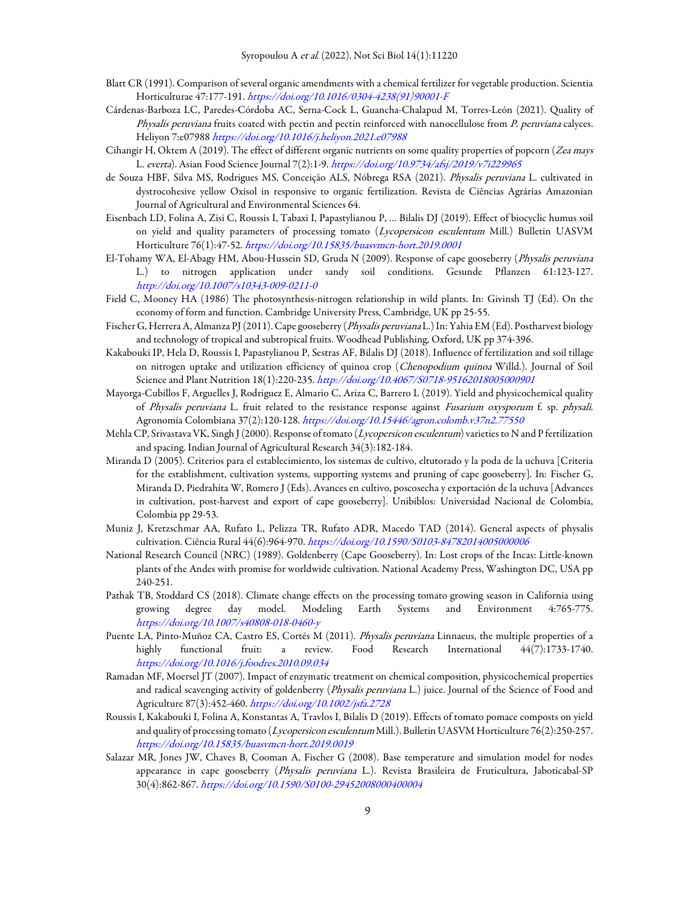Blatt CR (1991). Comparison of several organic amendments with a chemical fertilizer for vegetable production. Scientia Horticulturae 47:177-191. https://doi.org/10.1016/0304-4238(91)90001-F

Cárdenas-Barboza LC, Paredes-Córdoba AC, Serna-Cock L, Guancha-Chalapud M, Torres-León (2021). Quality of *Physalis peruviana* fruits coated with pectin and pectin reinforced with nanocellulose from *P. peruviana* calyces. Heliyon 7:e07988 https://doi.org/10.1016/j.heliyon.2021.e07988

Cihangir H, Oktem A (2019). The effect of different organic nutrients on some quality properties of popcorn (*Zea mays* L. *everta*). Asian Food Science Journal 7(2):1-9. https://doi.org/10.9734/afsj/2019/v7i229965

de Souza HBF, Silva MS, Rodrigues MS, Conceição ALS, Nóbrega RSA (2021). *Physalis peruviana* L. cultivated in dystrocohesive yellow Oxisol in responsive to organic fertilization. Revista de Ciências Agrárias Amazonian Journal of Agricultural and Environmental Sciences 64.

Eisenbach LD, Folina A, Zisi C, Roussis I, Tabaxi I, Papastylianou P, … Bilalis DJ (2019). Effect of biocyclic humus soil on yield and quality parameters of processing tomato (*Lycopersicon esculentum* Mill.) Bulletin UASVM Horticulture 76(1):47-52. https://doi.org/10.15835/buasvmcn-hort.2019.0001

El-Tohamy WA, El-Abagy HM, Abou-Hussein SD, Gruda N (2009). Response of cape gooseberry (*Physalis peruviana* L.) to nitrogen application under sandy soil conditions. Gesunde Pflanzen 61:123-127. http://doi.org/10.1007/s10343-009-0211-0

Field C, Mooney HA (1986) The photosynthesis-nitrogen relationship in wild plants. In: Givinsh TJ (Ed). On the economy of form and function. Cambridge University Press, Cambridge, UK pp 25-55.

Fischer G, Herrera A, Almanza PJ (2011). Cape gooseberry (*Physalis peruviana* L.) In: Yahia EM (Ed). Postharvest biology and technology of tropical and subtropical fruits. Woodhead Publishing, Oxford, UK pp 374-396.

Kakabouki IP, Hela D, Roussis I, Papastylianou P, Sestras AF, Bilalis DJ (2018). Influence of fertilization and soil tillage on nitrogen uptake and utilization efficiency of quinoa crop (*Chenopodium quinoa* Willd.). Journal of Soil Science and Plant Nutrition 18(1):220-235. http://doi.org/10.4067/S0718-95162018005000901

Mayorga-Cubillos F, Arguelles J, Rodriguez E, Almario C, Ariza C, Barrero L (2019). Yield and physicochemical quality of *Physalis peruviana* L. fruit related to the resistance response against *Fusarium oxysporum* f. sp. *physali*. Agronomía Colombiana 37(2):120-128. https://doi.org/10.15446/agron.colomb.v37n2.77550

Mehla CP, Srivastava VK, Singh J (2000). Response of tomato (*Lycopersicon esculentum*) varieties to N and P fertilization and spacing. Indian Journal of Agricultural Research 34(3):182-184.

Miranda D (2005). Criterios para el establecimiento, los sistemas de cultivo, eltutorado y la poda de la uchuva [Criteria for the establishment, cultivation systems, supporting systems and pruning of cape gooseberry]. In: Fischer G, Miranda D, Piedrahíta W, Romero J (Eds). Avances en cultivo, poscosecha y exportación de la uchuva [Advances in cultivation, post-harvest and export of cape gooseberry]. Unibiblos: Universidad Nacional de Colombia, Colombia pp 29-53.

Muniz J, Kretzschmar AA, Rufato L, Pelizza TR, Rufato ADR, Macedo TAD (2014). General aspects of physalis cultivation. Ciência Rural 44(6):964-970. https://doi.org/10.1590/S0103-84782014005000006

National Research Council (NRC) (1989). Goldenberry (Cape Gooseberry). In: Lost crops of the Incas: Little-known plants of the Andes with promise for worldwide cultivation. National Academy Press, Washington DC, USA pp 240-251.

Pathak TB, Stoddard CS (2018). Climate change effects on the processing tomato growing season in California using growing degree day model. Modeling Earth Systems and Environment 4:765-775. https://doi.org/10.1007/s40808-018-0460-y

Puente LA, Pinto-Muñoz CA, Castro ES, Cortés M (2011). *Physalis peruviana* Linnaeus, the multiple properties of a highly functional fruit: a review. Food Research International 44(7):1733-1740. https://doi.org/10.1016/j.foodres.2010.09.034

Ramadan MF, Moersel JT (2007). Impact of enzymatic treatment on chemical composition, physicochemical properties and radical scavenging activity of goldenberry (*Physalis peruviana* L.) juice. Journal of the Science of Food and Agriculture 87(3):452-460. https://doi.org/10.1002/jsfa.2728

Roussis I, Kakabouki I, Folina A, Konstantas A, Travlos I, Bilalis D (2019). Effects of tomato pomace composts on yield and quality of processing tomato (*Lycopersicon esculentum* Mill.). Bulletin UASVM Horticulture 76(2):250-257. https://doi.org/10.15835/buasvmcn-hort.2019.0019

Salazar MR, Jones JW, Chaves B, Cooman A, Fischer G (2008). Base temperature and simulation model for nodes appearance in cape gooseberry (*Physalis peruviana* L.). Revista Brasileira de Fruticultura, Jaboticabal-SP 30(4):862-867. https://doi.org/10.1590/S0100-29452008000400004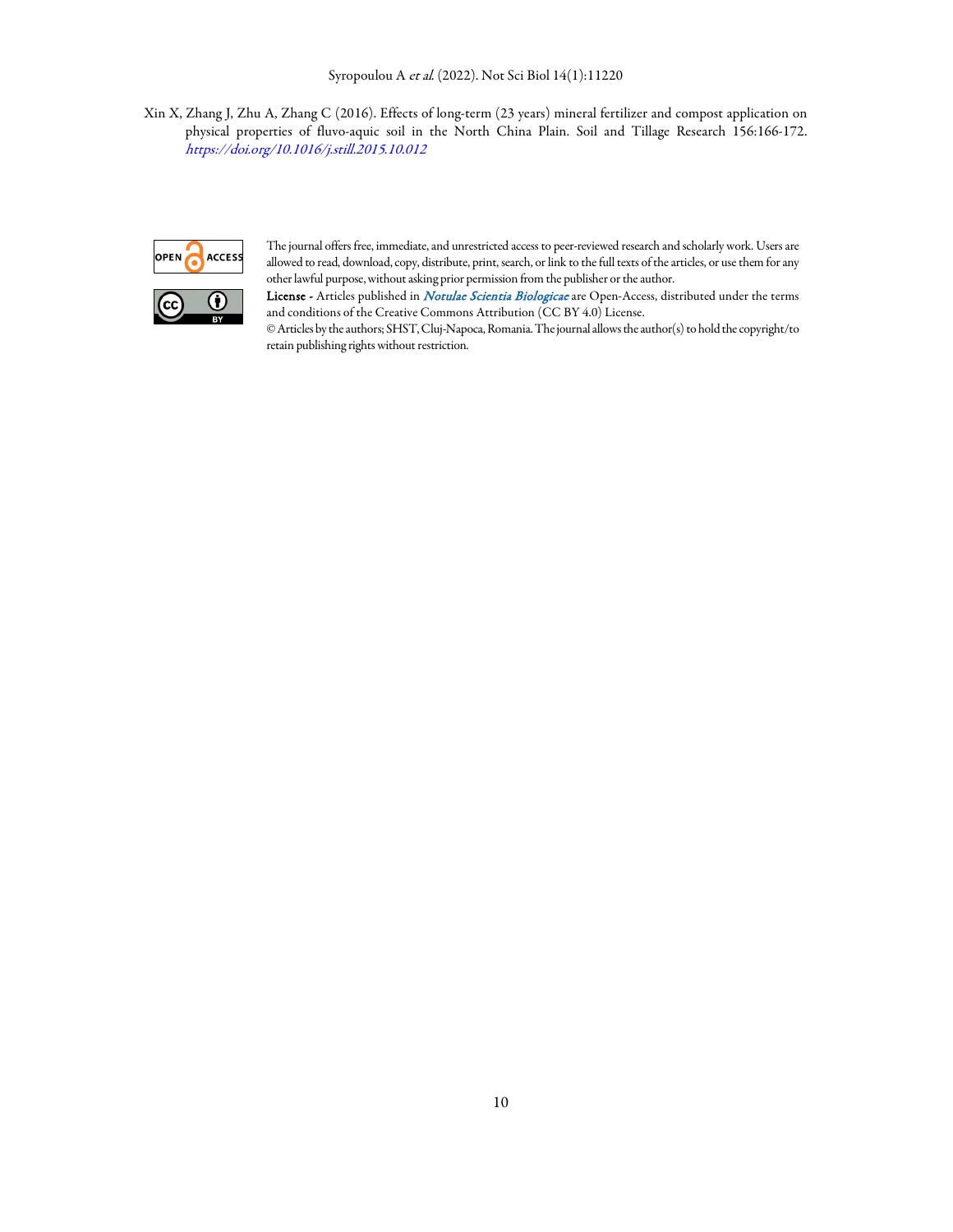Xin X, Zhang J, Zhu A, Zhang C (2016). Effects of long-term (23 years) mineral fertilizer and compost application on physical properties of fluvo-aquic soil in the North China Plain. Soil and Tillage Research 156:166-172. *https://doi.org/10.1016/j.still.2015.10.012*

The journal offers free, immediate, and unrestricted access to peer-reviewed research and scholarly work. Users are allowed to read, download, copy, distribute, print, search, or link to the full texts of the articles, or use them for any other lawful purpose, without asking prior permission from the publisher or the author.

**License** - Articles published in ***Notulae Scientia Biologicae*** are Open-Access, distributed under the terms and conditions of the Creative Commons Attribution (CC BY 4.0) License.

© Articles by the authors; SHST, Cluj-Napoca, Romania. The journal allows the author(s) to hold the copyright/to retain publishing rights without restriction.